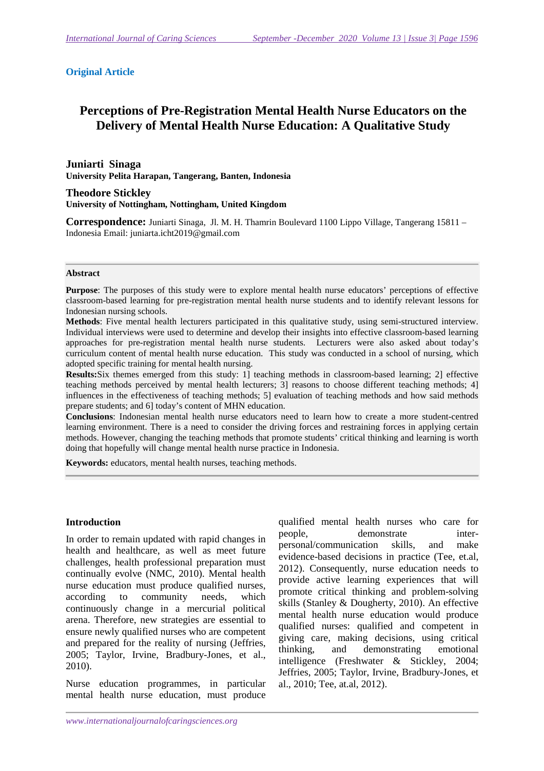**Original Article**

# Perceptions of Pre-Registration Mental Health Nurse Educators on the Delivery of Mental Health Nurse Education: A Qualitative Study

**Juniarti Sinaga**
**University Pelita Harapan, Tangerang, Banten, Indonesia**

**Theodore Stickley**
**University of Nottingham, Nottingham, United Kingdom**

**Correspondence:** Juniarti Sinaga, Jl. M. H. Thamrin Boulevard 1100 Lippo Village, Tangerang 15811 – Indonesia Email: juniarta.icht2019@gmail.com

**Abstract**

**Purpose**: The purposes of this study were to explore mental health nurse educators' perceptions of effective classroom-based learning for pre-registration mental health nurse students and to identify relevant lessons for Indonesian nursing schools.

**Methods**: Five mental health lecturers participated in this qualitative study, using semi-structured interview. Individual interviews were used to determine and develop their insights into effective classroom-based learning approaches for pre-registration mental health nurse students. Lecturers were also asked about today's curriculum content of mental health nurse education. This study was conducted in a school of nursing, which adopted specific training for mental health nursing.

**Results:** Six themes emerged from this study: 1] teaching methods in classroom-based learning; 2] effective teaching methods perceived by mental health lecturers; 3] reasons to choose different teaching methods; 4] influences in the effectiveness of teaching methods; 5] evaluation of teaching methods and how said methods prepare students; and 6] today's content of MHN education.

**Conclusions**: Indonesian mental health nurse educators need to learn how to create a more student-centred learning environment. There is a need to consider the driving forces and restraining forces in applying certain methods. However, changing the teaching methods that promote students' critical thinking and learning is worth doing that hopefully will change mental health nurse practice in Indonesia.

**Keywords:** educators, mental health nurses, teaching methods.

## Introduction

In order to remain updated with rapid changes in health and healthcare, as well as meet future challenges, health professional preparation must continually evolve (NMC, 2010). Mental health nurse education must produce qualified nurses, according to community needs, which continuously change in a mercurial political arena. Therefore, new strategies are essential to ensure newly qualified nurses who are competent and prepared for the reality of nursing (Jeffries, 2005; Taylor, Irvine, Bradbury-Jones, et al., 2010).

Nurse education programmes, in particular mental health nurse education, must produce qualified mental health nurses who care for people, demonstrate inter-personal/communication skills, and make evidence-based decisions in practice (Tee, et.al, 2012). Consequently, nurse education needs to provide active learning experiences that will promote critical thinking and problem-solving skills (Stanley & Dougherty, 2010). An effective mental health nurse education would produce qualified nurses: qualified and competent in giving care, making decisions, using critical thinking, and demonstrating emotional intelligence (Freshwater & Stickley, 2004; Jeffries, 2005; Taylor, Irvine, Bradbury-Jones, et al., 2010; Tee, at.al, 2012).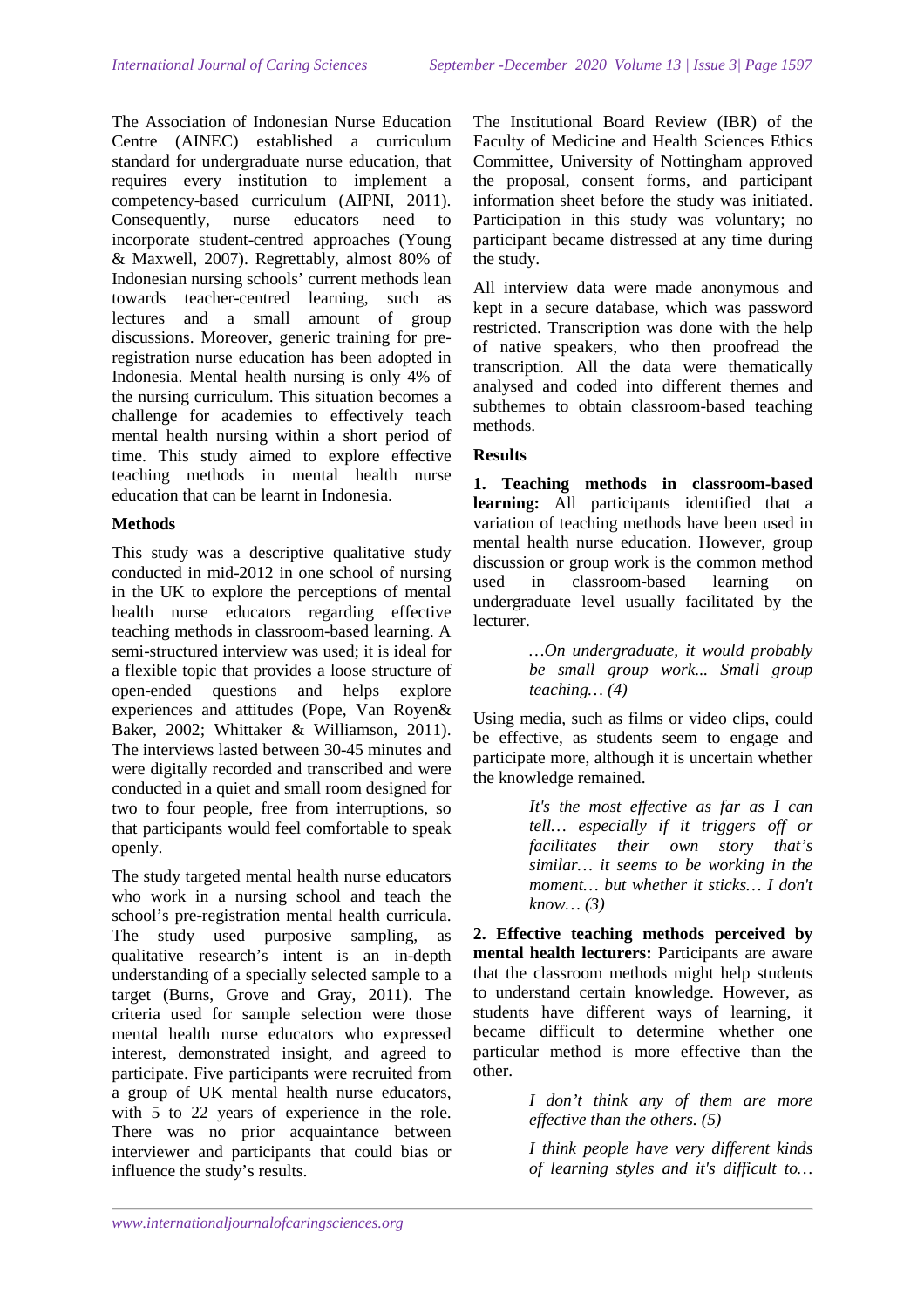The Association of Indonesian Nurse Education Centre (AINEC) established a curriculum standard for undergraduate nurse education, that requires every institution to implement a competency-based curriculum (AIPNI, 2011). Consequently, nurse educators need to incorporate student-centred approaches (Young & Maxwell, 2007). Regrettably, almost 80% of Indonesian nursing schools' current methods lean towards teacher-centred learning, such as lectures and a small amount of group discussions. Moreover, generic training for pre-registration nurse education has been adopted in Indonesia. Mental health nursing is only 4% of the nursing curriculum. This situation becomes a challenge for academies to effectively teach mental health nursing within a short period of time. This study aimed to explore effective teaching methods in mental health nurse education that can be learnt in Indonesia.

## Methods

This study was a descriptive qualitative study conducted in mid-2012 in one school of nursing in the UK to explore the perceptions of mental health nurse educators regarding effective teaching methods in classroom-based learning. A semi-structured interview was used; it is ideal for a flexible topic that provides a loose structure of open-ended questions and helps explore experiences and attitudes (Pope, Van Royen& Baker, 2002; Whittaker & Williamson, 2011). The interviews lasted between 30-45 minutes and were digitally recorded and transcribed and were conducted in a quiet and small room designed for two to four people, free from interruptions, so that participants would feel comfortable to speak openly.

The study targeted mental health nurse educators who work in a nursing school and teach the school's pre-registration mental health curricula. The study used purposive sampling, as qualitative research's intent is an in-depth understanding of a specially selected sample to a target (Burns, Grove and Gray, 2011). The criteria used for sample selection were those mental health nurse educators who expressed interest, demonstrated insight, and agreed to participate. Five participants were recruited from a group of UK mental health nurse educators, with 5 to 22 years of experience in the role. There was no prior acquaintance between interviewer and participants that could bias or influence the study's results.

The Institutional Board Review (IBR) of the Faculty of Medicine and Health Sciences Ethics Committee, University of Nottingham approved the proposal, consent forms, and participant information sheet before the study was initiated. Participation in this study was voluntary; no participant became distressed at any time during the study.

All interview data were made anonymous and kept in a secure database, which was password restricted. Transcription was done with the help of native speakers, who then proofread the transcription. All the data were thematically analysed and coded into different themes and subthemes to obtain classroom-based teaching methods.

## Results

**1. Teaching methods in classroom-based learning:** All participants identified that a variation of teaching methods have been used in mental health nurse education. However, group discussion or group work is the common method used in classroom-based learning on undergraduate level usually facilitated by the lecturer.

> *…On undergraduate, it would probably be small group work... Small group teaching… (4)*

Using media, such as films or video clips, could be effective, as students seem to engage and participate more, although it is uncertain whether the knowledge remained.

> *It's the most effective as far as I can tell… especially if it triggers off or facilitates their own story that's similar… it seems to be working in the moment… but whether it sticks… I don't know… (3)*

**2. Effective teaching methods perceived by mental health lecturers:** Participants are aware that the classroom methods might help students to understand certain knowledge. However, as students have different ways of learning, it became difficult to determine whether one particular method is more effective than the other.

> *I don't think any of them are more effective than the others. (5)*

> *I think people have very different kinds of learning styles and it's difficult to…*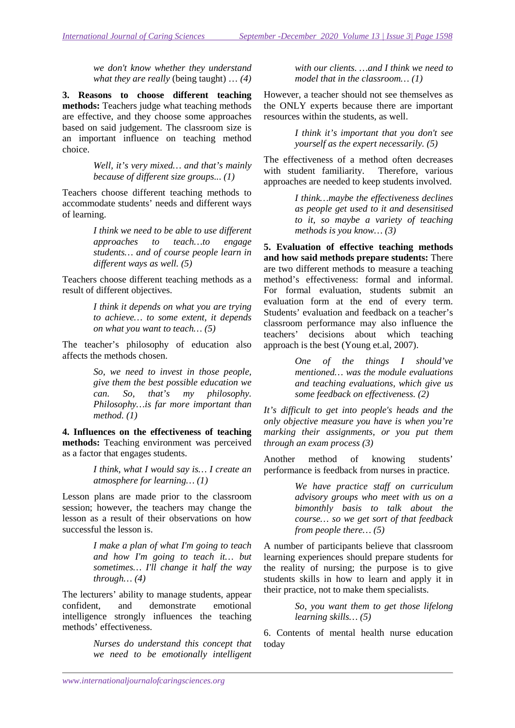*we don't know whether they understand what they are really* (being taught) … *(4)*

**3. Reasons to choose different teaching methods:** Teachers judge what teaching methods are effective, and they choose some approaches based on said judgement. The classroom size is an important influence on teaching method choice.

> *Well, it's very mixed… and that's mainly because of different size groups... (1)*

Teachers choose different teaching methods to accommodate students' needs and different ways of learning.

> *I think we need to be able to use different approaches to teach…to engage students… and of course people learn in different ways as well. (5)*

Teachers choose different teaching methods as a result of different objectives.

> *I think it depends on what you are trying to achieve… to some extent, it depends on what you want to teach… (5)*

The teacher's philosophy of education also affects the methods chosen.

> *So, we need to invest in those people, give them the best possible education we can. So, that's my philosophy. Philosophy…is far more important than method. (1)*

**4. Influences on the effectiveness of teaching methods:** Teaching environment was perceived as a factor that engages students.

> *I think, what I would say is… I create an atmosphere for learning… (1)*

Lesson plans are made prior to the classroom session; however, the teachers may change the lesson as a result of their observations on how successful the lesson is.

> *I make a plan of what I'm going to teach and how I'm going to teach it… but sometimes… I'll change it half the way through… (4)*

The lecturers' ability to manage students, appear confident, and demonstrate emotional intelligence strongly influences the teaching methods' effectiveness.

> *Nurses do understand this concept that we need to be emotionally intelligent with our clients. …and I think we need to model that in the classroom… (1)*

However, a teacher should not see themselves as the ONLY experts because there are important resources within the students, as well.

> *I think it's important that you don't see yourself as the expert necessarily. (5)*

The effectiveness of a method often decreases with student familiarity. Therefore, various approaches are needed to keep students involved.

> *I think…maybe the effectiveness declines as people get used to it and desensitised to it, so maybe a variety of teaching methods is you know… (3)*

**5. Evaluation of effective teaching methods and how said methods prepare students:** There are two different methods to measure a teaching method's effectiveness: formal and informal. For formal evaluation, students submit an evaluation form at the end of every term. Students' evaluation and feedback on a teacher's classroom performance may also influence the teachers' decisions about which teaching approach is the best (Young et.al, 2007).

> *One of the things I should've mentioned… was the module evaluations and teaching evaluations, which give us some feedback on effectiveness. (2)*

*It's difficult to get into people's heads and the only objective measure you have is when you're marking their assignments, or you put them through an exam process (3)*

Another method of knowing students' performance is feedback from nurses in practice.

> *We have practice staff on curriculum advisory groups who meet with us on a bimonthly basis to talk about the course… so we get sort of that feedback from people there… (5)*

A number of participants believe that classroom learning experiences should prepare students for the reality of nursing; the purpose is to give students skills in how to learn and apply it in their practice, not to make them specialists.

> *So, you want them to get those lifelong learning skills… (5)*

6. Contents of mental health nurse education today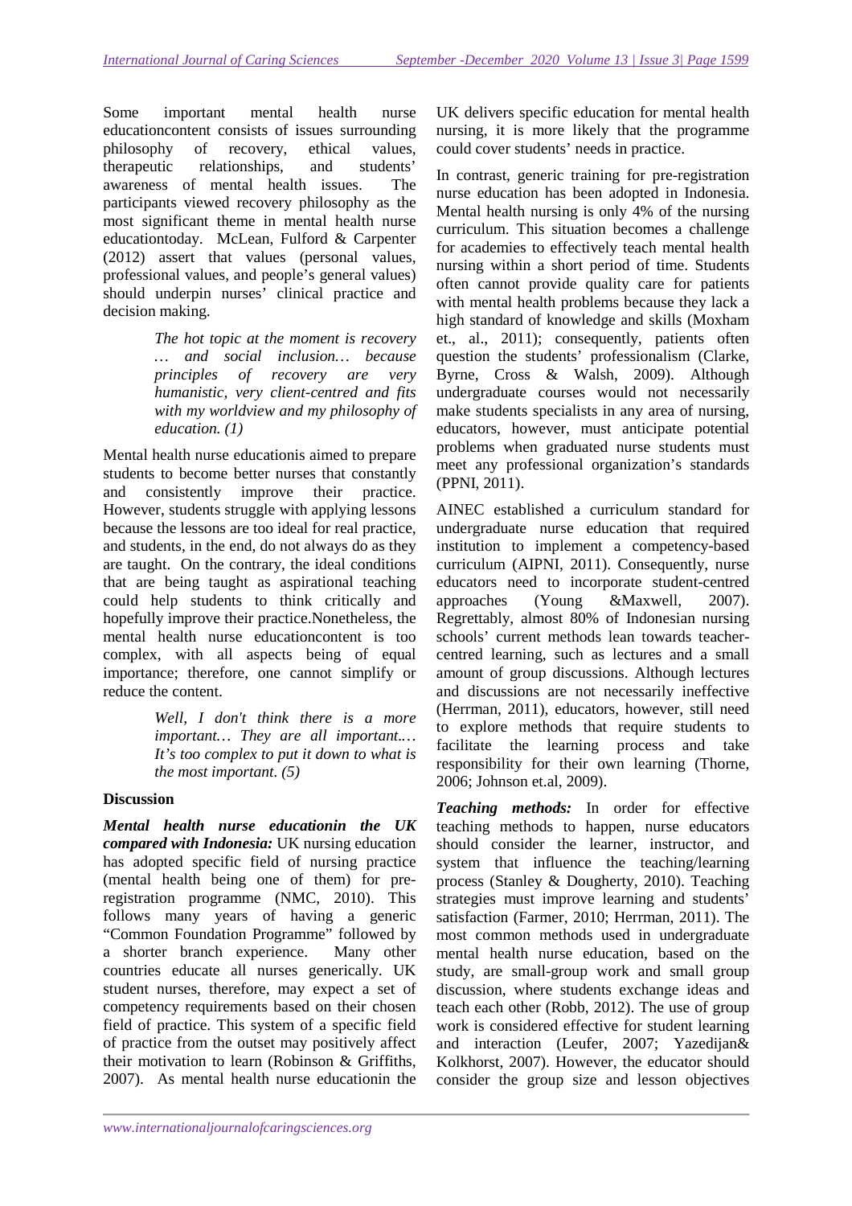Some important mental health nurse educationcontent consists of issues surrounding philosophy of recovery, ethical values, therapeutic relationships, and students' awareness of mental health issues. The participants viewed recovery philosophy as the most significant theme in mental health nurse educationtoday. McLean, Fulford & Carpenter (2012) assert that values (personal values, professional values, and people's general values) should underpin nurses' clinical practice and decision making.

> *The hot topic at the moment is recovery … and social inclusion… because principles of recovery are very humanistic, very client-centred and fits with my worldview and my philosophy of education. (1)*

Mental health nurse educationis aimed to prepare students to become better nurses that constantly and consistently improve their practice. However, students struggle with applying lessons because the lessons are too ideal for real practice, and students, in the end, do not always do as they are taught. On the contrary, the ideal conditions that are being taught as aspirational teaching could help students to think critically and hopefully improve their practice.Nonetheless, the mental health nurse educationcontent is too complex, with all aspects being of equal importance; therefore, one cannot simplify or reduce the content.

> *Well, I don't think there is a more important… They are all important..… It's too complex to put it down to what is the most important. (5)*

## Discussion

***Mental health nurse educationin the UK compared with Indonesia:*** UK nursing education has adopted specific field of nursing practice (mental health being one of them) for pre-registration programme (NMC, 2010). This follows many years of having a generic "Common Foundation Programme" followed by a shorter branch experience. Many other countries educate all nurses generically. UK student nurses, therefore, may expect a set of competency requirements based on their chosen field of practice. This system of a specific field of practice from the outset may positively affect their motivation to learn (Robinson & Griffiths, 2007). As mental health nurse educationin the UK delivers specific education for mental health nursing, it is more likely that the programme could cover students' needs in practice.

In contrast, generic training for pre-registration nurse education has been adopted in Indonesia. Mental health nursing is only 4% of the nursing curriculum. This situation becomes a challenge for academies to effectively teach mental health nursing within a short period of time. Students often cannot provide quality care for patients with mental health problems because they lack a high standard of knowledge and skills (Moxham et., al., 2011); consequently, patients often question the students' professionalism (Clarke, Byrne, Cross & Walsh, 2009). Although undergraduate courses would not necessarily make students specialists in any area of nursing, educators, however, must anticipate potential problems when graduated nurse students must meet any professional organization's standards (PPNI, 2011).

AINEC established a curriculum standard for undergraduate nurse education that required institution to implement a competency-based curriculum (AIPNI, 2011). Consequently, nurse educators need to incorporate student-centred approaches (Young &Maxwell, 2007). Regrettably, almost 80% of Indonesian nursing schools' current methods lean towards teacher-centred learning, such as lectures and a small amount of group discussions. Although lectures and discussions are not necessarily ineffective (Herrman, 2011), educators, however, still need to explore methods that require students to facilitate the learning process and take responsibility for their own learning (Thorne, 2006; Johnson et.al, 2009).

***Teaching methods:*** In order for effective teaching methods to happen, nurse educators should consider the learner, instructor, and system that influence the teaching/learning process (Stanley & Dougherty, 2010). Teaching strategies must improve learning and students' satisfaction (Farmer, 2010; Herrman, 2011). The most common methods used in undergraduate mental health nurse education, based on the study, are small-group work and small group discussion, where students exchange ideas and teach each other (Robb, 2012). The use of group work is considered effective for student learning and interaction (Leufer, 2007; Yazedijan& Kolkhorst, 2007). However, the educator should consider the group size and lesson objectives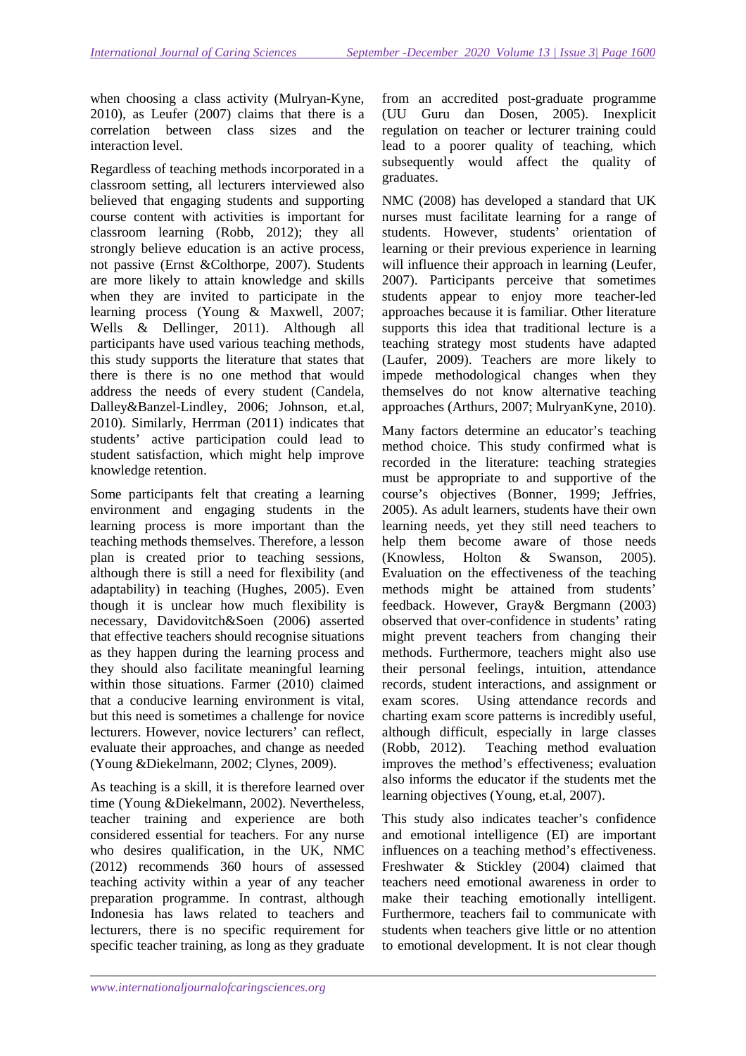when choosing a class activity (Mulryan-Kyne, 2010), as Leufer (2007) claims that there is a correlation between class sizes and the interaction level.

Regardless of teaching methods incorporated in a classroom setting, all lecturers interviewed also believed that engaging students and supporting course content with activities is important for classroom learning (Robb, 2012); they all strongly believe education is an active process, not passive (Ernst &Colthorpe, 2007). Students are more likely to attain knowledge and skills when they are invited to participate in the learning process (Young & Maxwell, 2007; Wells & Dellinger, 2011). Although all participants have used various teaching methods, this study supports the literature that states that there is there is no one method that would address the needs of every student (Candela, Dalley&Banzel-Lindley, 2006; Johnson, et.al, 2010). Similarly, Herrman (2011) indicates that students' active participation could lead to student satisfaction, which might help improve knowledge retention.

Some participants felt that creating a learning environment and engaging students in the learning process is more important than the teaching methods themselves. Therefore, a lesson plan is created prior to teaching sessions, although there is still a need for flexibility (and adaptability) in teaching (Hughes, 2005). Even though it is unclear how much flexibility is necessary, Davidovitch&Soen (2006) asserted that effective teachers should recognise situations as they happen during the learning process and they should also facilitate meaningful learning within those situations. Farmer (2010) claimed that a conducive learning environment is vital, but this need is sometimes a challenge for novice lecturers. However, novice lecturers' can reflect, evaluate their approaches, and change as needed (Young &Diekelmann, 2002; Clynes, 2009).

As teaching is a skill, it is therefore learned over time (Young &Diekelmann, 2002). Nevertheless, teacher training and experience are both considered essential for teachers. For any nurse who desires qualification, in the UK, NMC (2012) recommends 360 hours of assessed teaching activity within a year of any teacher preparation programme. In contrast, although Indonesia has laws related to teachers and lecturers, there is no specific requirement for specific teacher training, as long as they graduate from an accredited post-graduate programme (UU Guru dan Dosen, 2005). Inexplicit regulation on teacher or lecturer training could lead to a poorer quality of teaching, which subsequently would affect the quality of graduates.

NMC (2008) has developed a standard that UK nurses must facilitate learning for a range of students. However, students' orientation of learning or their previous experience in learning will influence their approach in learning (Leufer, 2007). Participants perceive that sometimes students appear to enjoy more teacher-led approaches because it is familiar. Other literature supports this idea that traditional lecture is a teaching strategy most students have adapted (Laufer, 2009). Teachers are more likely to impede methodological changes when they themselves do not know alternative teaching approaches (Arthurs, 2007; MulryanKyne, 2010).

Many factors determine an educator's teaching method choice. This study confirmed what is recorded in the literature: teaching strategies must be appropriate to and supportive of the course's objectives (Bonner, 1999; Jeffries, 2005). As adult learners, students have their own learning needs, yet they still need teachers to help them become aware of those needs (Knowless, Holton & Swanson, 2005). Evaluation on the effectiveness of the teaching methods might be attained from students' feedback. However, Gray& Bergmann (2003) observed that over-confidence in students' rating might prevent teachers from changing their methods. Furthermore, teachers might also use their personal feelings, intuition, attendance records, student interactions, and assignment or exam scores. Using attendance records and charting exam score patterns is incredibly useful, although difficult, especially in large classes (Robb, 2012). Teaching method evaluation improves the method's effectiveness; evaluation also informs the educator if the students met the learning objectives (Young, et.al, 2007).

This study also indicates teacher's confidence and emotional intelligence (EI) are important influences on a teaching method's effectiveness. Freshwater & Stickley (2004) claimed that teachers need emotional awareness in order to make their teaching emotionally intelligent. Furthermore, teachers fail to communicate with students when teachers give little or no attention to emotional development. It is not clear though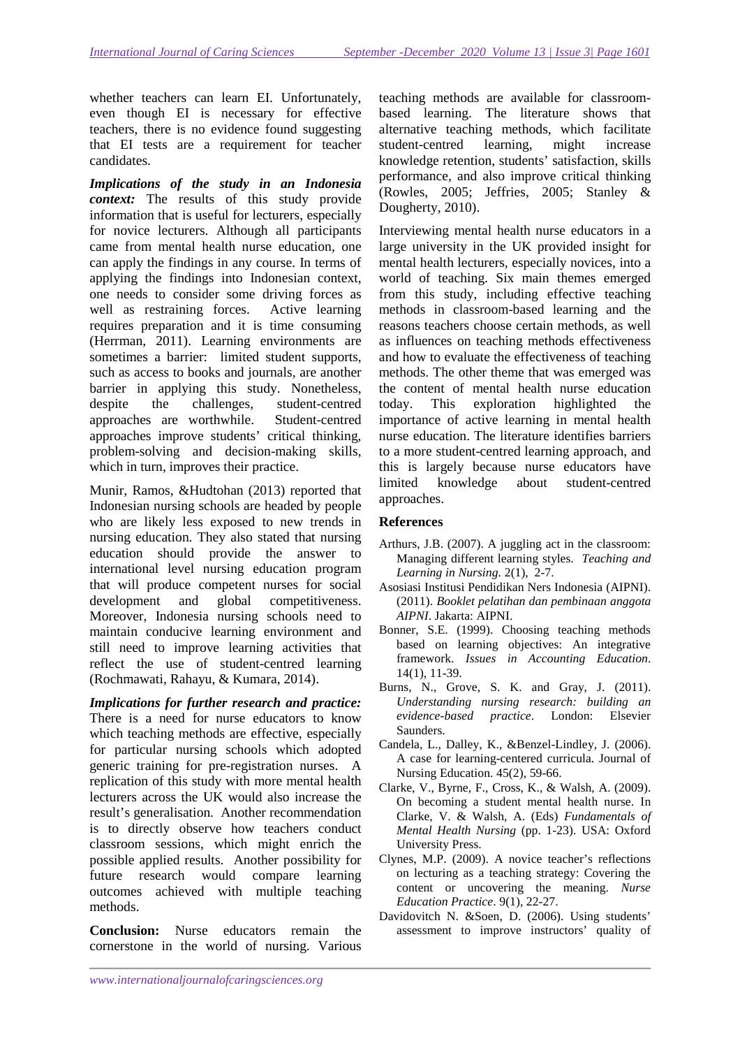whether teachers can learn EI. Unfortunately, even though EI is necessary for effective teachers, there is no evidence found suggesting that EI tests are a requirement for teacher candidates.

***Implications of the study in an Indonesia context:*** The results of this study provide information that is useful for lecturers, especially for novice lecturers. Although all participants came from mental health nurse education, one can apply the findings in any course. In terms of applying the findings into Indonesian context, one needs to consider some driving forces as well as restraining forces. Active learning requires preparation and it is time consuming (Herrman, 2011). Learning environments are sometimes a barrier: limited student supports, such as access to books and journals, are another barrier in applying this study. Nonetheless, despite the challenges, student-centred approaches are worthwhile. Student-centred approaches improve students' critical thinking, problem-solving and decision-making skills, which in turn, improves their practice.

Munir, Ramos, &Hudtohan (2013) reported that Indonesian nursing schools are headed by people who are likely less exposed to new trends in nursing education. They also stated that nursing education should provide the answer to international level nursing education program that will produce competent nurses for social development and global competitiveness. Moreover, Indonesia nursing schools need to maintain conducive learning environment and still need to improve learning activities that reflect the use of student-centred learning (Rochmawati, Rahayu, & Kumara, 2014).

***Implications for further research and practice:*** There is a need for nurse educators to know which teaching methods are effective, especially for particular nursing schools which adopted generic training for pre-registration nurses. A replication of this study with more mental health lecturers across the UK would also increase the result's generalisation. Another recommendation is to directly observe how teachers conduct classroom sessions, which might enrich the possible applied results. Another possibility for future research would compare learning outcomes achieved with multiple teaching methods.

**Conclusion:** Nurse educators remain the cornerstone in the world of nursing. Various teaching methods are available for classroom-based learning. The literature shows that alternative teaching methods, which facilitate student-centred learning, might increase knowledge retention, students' satisfaction, skills performance, and also improve critical thinking (Rowles, 2005; Jeffries, 2005; Stanley & Dougherty, 2010).

Interviewing mental health nurse educators in a large university in the UK provided insight for mental health lecturers, especially novices, into a world of teaching. Six main themes emerged from this study, including effective teaching methods in classroom-based learning and the reasons teachers choose certain methods, as well as influences on teaching methods effectiveness and how to evaluate the effectiveness of teaching methods. The other theme that was emerged was the content of mental health nurse education today. This exploration highlighted the importance of active learning in mental health nurse education. The literature identifies barriers to a more student-centred learning approach, and this is largely because nurse educators have limited knowledge about student-centred approaches.

## References

Arthurs, J.B. (2007). A juggling act in the classroom: Managing different learning styles. *Teaching and Learning in Nursing*. 2(1), 2-7.

Asosiasi Institusi Pendidikan Ners Indonesia (AIPNI). (2011). *Booklet pelatihan dan pembinaan anggota AIPNI*. Jakarta: AIPNI.

Bonner, S.E. (1999). Choosing teaching methods based on learning objectives: An integrative framework. *Issues in Accounting Education*. 14(1), 11-39.

Burns, N., Grove, S. K. and Gray, J. (2011). *Understanding nursing research: building an evidence-based practice*. London: Elsevier Saunders.

Candela, L., Dalley, K., &Benzel-Lindley, J. (2006). A case for learning-centered curricula. Journal of Nursing Education. 45(2), 59-66.

Clarke, V., Byrne, F., Cross, K., & Walsh, A. (2009). On becoming a student mental health nurse. In Clarke, V. & Walsh, A. (Eds) *Fundamentals of Mental Health Nursing* (pp. 1-23). USA: Oxford University Press.

Clynes, M.P. (2009). A novice teacher's reflections on lecturing as a teaching strategy: Covering the content or uncovering the meaning. *Nurse Education Practice*. 9(1), 22-27.

Davidovitch N. &Soen, D. (2006). Using students' assessment to improve instructors' quality of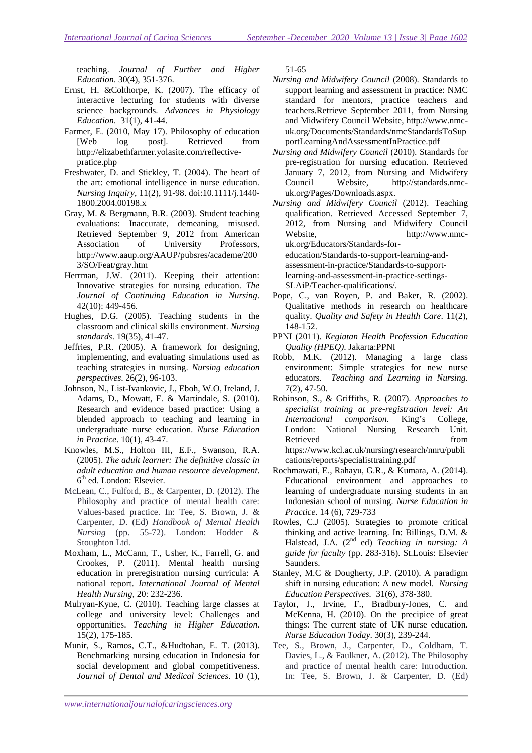teaching. *Journal of Further and Higher Education*. 30(4), 351-376.

Ernst, H. &Colthorpe, K. (2007). The efficacy of interactive lecturing for students with diverse science backgrounds. *Advances in Physiology Education*. 31(1), 41-44.

Farmer, E. (2010, May 17). Philosophy of education [Web log post]. Retrieved from http://elizabethfarmer.yolasite.com/reflective-pratice.php

Freshwater, D. and Stickley, T. (2004). The heart of the art: emotional intelligence in nurse education. *Nursing Inquiry*, 11(2), 91-98. doi:10.1111/j.1440-1800.2004.00198.x

Gray, M. & Bergmann, B.R. (2003). Student teaching evaluations: Inaccurate, demeaning, misused. Retrieved September 9, 2012 from American Association of University Professors, http://www.aaup.org/AAUP/pubsres/academe/2003/SO/Feat/gray.htm

Herrman, J.W. (2011). Keeping their attention: Innovative strategies for nursing education. *The Journal of Continuing Education in Nursing*. 42(10): 449-456.

Hughes, D.G. (2005). Teaching students in the classroom and clinical skills environment. *Nursing standards*. 19(35), 41-47.

Jeffries, P.R. (2005). A framework for designing, implementing, and evaluating simulations used as teaching strategies in nursing. *Nursing education perspectives*. 26(2), 96-103.

Johnson, N., List-Ivankovic, J., Eboh, W.O, Ireland, J. Adams, D., Mowatt, E. & Martindale, S. (2010). Research and evidence based practice: Using a blended approach to teaching and learning in undergraduate nurse education. *Nurse Education in Practice*. 10(1), 43-47.

Knowles, M.S., Holton III, E.F., Swanson, R.A. (2005). *The adult learner: The definitive classic in adult education and human resource development*. 6th ed. London: Elsevier.

McLean, C., Fulford, B., & Carpenter, D. (2012). The Philosophy and practice of mental health care: Values-based practice. In: Tee, S. Brown, J. & Carpenter, D. (Ed) *Handbook of Mental Health Nursing* (pp. 55-72). London: Hodder & Stoughton Ltd.

Moxham, L., McCann, T., Usher, K., Farrell, G. and Crookes, P. (2011). Mental health nursing education in preregistration nursing curricula: A national report. *International Journal of Mental Health Nursing*, 20: 232-236.

Mulryan-Kyne, C. (2010). Teaching large classes at college and university level: Challenges and opportunities. *Teaching in Higher Education*. 15(2), 175-185.

Munir, S., Ramos, C.T., &Hudtohan, E. T. (2013). Benchmarking nursing education in Indonesia for social development and global competitiveness. *Journal of Dental and Medical Sciences*. 10 (1), 51-65

*Nursing and Midwifery Council* (2008). Standards to support learning and assessment in practice: NMC standard for mentors, practice teachers and teachers.Retrieve September 2011, from Nursing and Midwifery Council Website, http://www.nmc-uk.org/Documents/Standards/nmcStandardsToSupportLearningAndAssessmentInPractice.pdf

*Nursing and Midwifery Council* (2010). Standards for pre-registration for nursing education. Retrieved January 7, 2012, from Nursing and Midwifery Council Website, http://standards.nmc-uk.org/Pages/Downloads.aspx.

*Nursing and Midwifery Council* (2012). Teaching qualification. Retrieved Accessed September 7, 2012, from Nursing and Midwifery Council Website, http://www.nmc-uk.org/Educators/Standards-for-education/Standards-to-support-learning-and-assessment-in-practice/Standards-to-support-learning-and-assessment-in-practice-settings-SLAiP/Teacher-qualifications/.

Pope, C., van Royen, P. and Baker, R. (2002). Qualitative methods in research on healthcare quality. *Quality and Safety in Health Care*. 11(2), 148-152.

PPNI (2011). *Kegiatan Health Profession Education Quality (HPEQ)*. Jakarta:PPNI

Robb, M.K. (2012). Managing a large class environment: Simple strategies for new nurse educators. *Teaching and Learning in Nursing*. 7(2), 47-50.

Robinson, S., & Griffiths, R. (2007). *Approaches to specialist training at pre-registration level: An International comparison*. King's College, London: National Nursing Research Unit. Retrieved from https://www.kcl.ac.uk/nursing/research/nnru/publications/reports/specialisttraining.pdf

Rochmawati, E., Rahayu, G.R., & Kumara, A. (2014). Educational environment and approaches to learning of undergraduate nursing students in an Indonesian school of nursing. *Nurse Education in Practice*. 14 (6), 729-733

Rowles, C.J (2005). Strategies to promote critical thinking and active learning. In: Billings, D.M. & Halstead, J.A. (2nd ed) *Teaching in nursing: A guide for faculty* (pp. 283-316). St.Louis: Elsevier Saunders.

Stanley, M.C & Dougherty, J.P. (2010). A paradigm shift in nursing education: A new model. *Nursing Education Perspectives.* 31(6), 378-380.

Taylor, J., Irvine, F., Bradbury-Jones, C. and McKenna, H. (2010). On the precipice of great things: The current state of UK nurse education. *Nurse Education Today*. 30(3), 239-244.

Tee, S., Brown, J., Carpenter, D., Coldham, T. Davies, L., & Faulkner, A. (2012). The Philosophy and practice of mental health care: Introduction. In: Tee, S. Brown, J. & Carpenter, D. (Ed)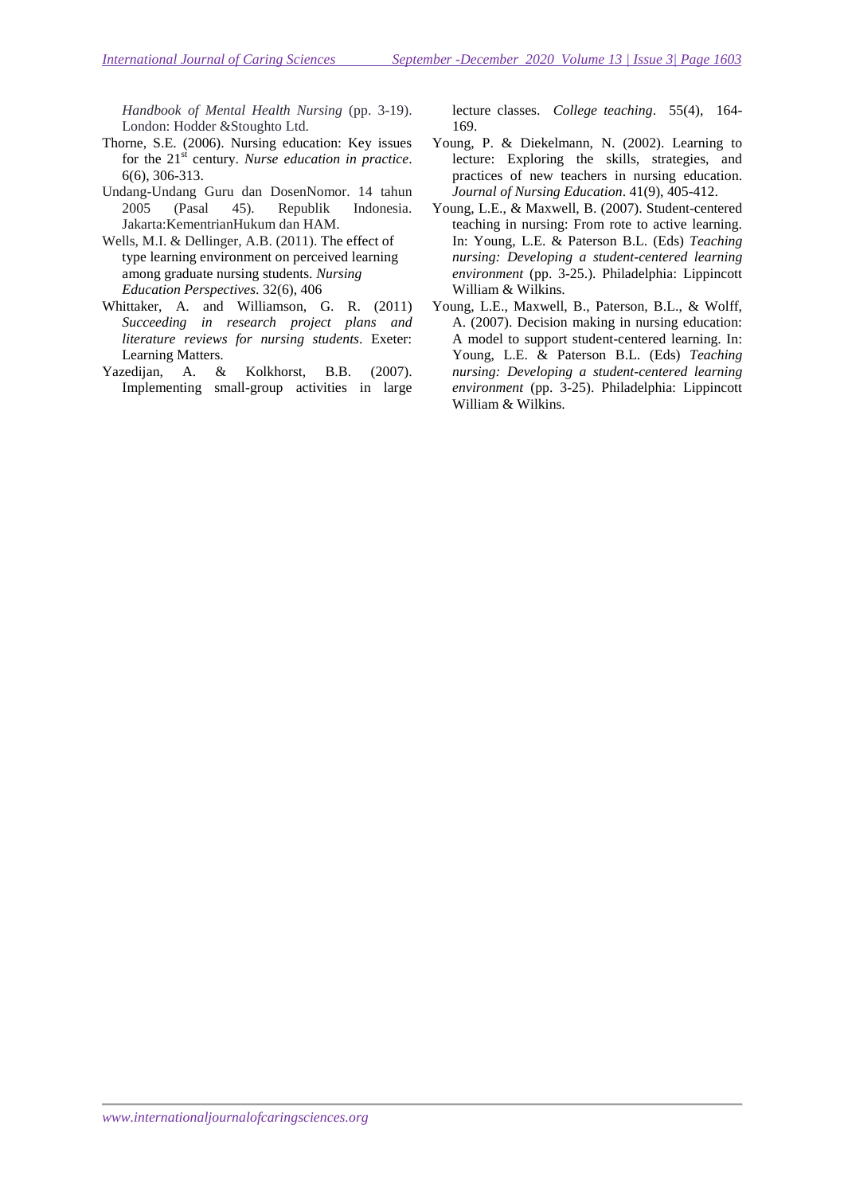*Handbook of Mental Health Nursing* (pp. 3-19). London: Hodder &Stoughto Ltd.

Thorne, S.E. (2006). Nursing education: Key issues for the 21st century. *Nurse education in practice*. 6(6), 306-313.

Undang-Undang Guru dan DosenNomor. 14 tahun 2005 (Pasal 45). Republik Indonesia. Jakarta:KementrianHukum dan HAM.

Wells, M.I. & Dellinger, A.B. (2011). The effect of type learning environment on perceived learning among graduate nursing students. *Nursing Education Perspectives*. 32(6), 406

Whittaker, A. and Williamson, G. R. (2011) *Succeeding in research project plans and literature reviews for nursing students*. Exeter: Learning Matters.

Yazedijan, A. & Kolkhorst, B.B. (2007). Implementing small-group activities in large lecture classes. *College teaching*. 55(4), 164-169.

Young, P. & Diekelmann, N. (2002). Learning to lecture: Exploring the skills, strategies, and practices of new teachers in nursing education. *Journal of Nursing Education*. 41(9), 405-412.

Young, L.E., & Maxwell, B. (2007). Student-centered teaching in nursing: From rote to active learning. In: Young, L.E. & Paterson B.L. (Eds) *Teaching nursing: Developing a student-centered learning environment* (pp. 3-25.). Philadelphia: Lippincott William & Wilkins.

Young, L.E., Maxwell, B., Paterson, B.L., & Wolff, A. (2007). Decision making in nursing education: A model to support student-centered learning. In: Young, L.E. & Paterson B.L. (Eds) *Teaching nursing: Developing a student-centered learning environment* (pp. 3-25). Philadelphia: Lippincott William & Wilkins.